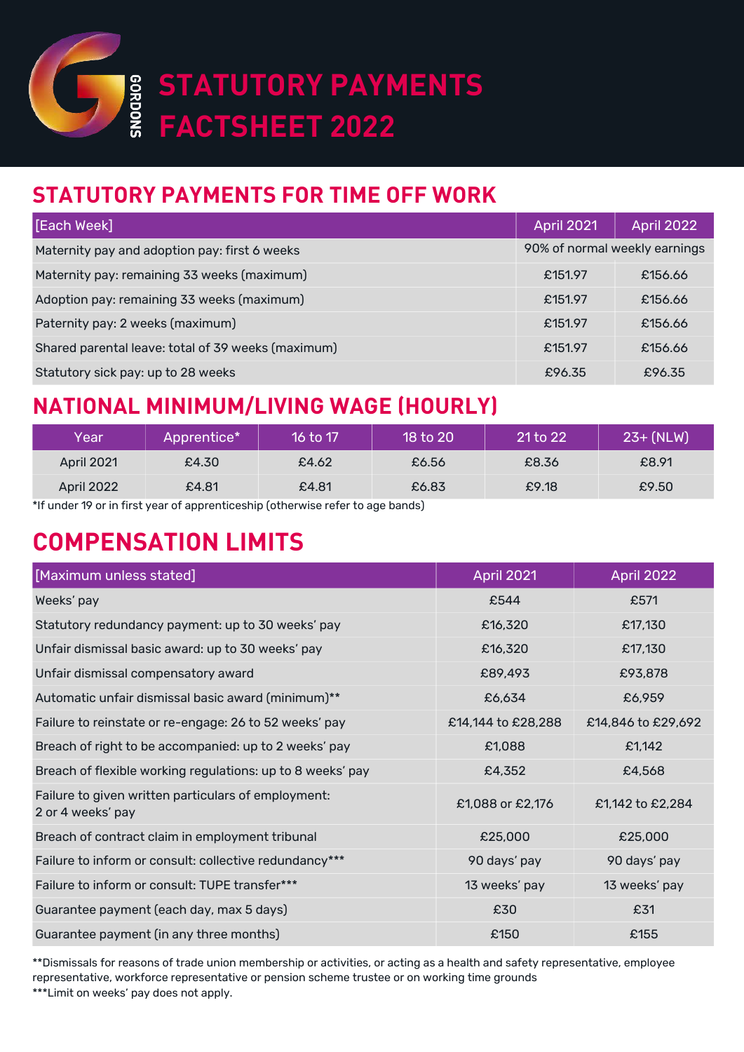# GORDONS STATUTORY PAYMENTS FACTSHEET 2022

## STATUTORY PAYMENTS FOR TIME OFF WORK

| [Each Week] | April 2021 | April 2022 |
|---|---|---|
| Maternity pay and adoption pay: first 6 weeks | 90% of normal weekly earnings | |
| Maternity pay: remaining 33 weeks (maximum) | £151.97 | £156.66 |
| Adoption pay: remaining 33 weeks (maximum) | £151.97 | £156.66 |
| Paternity pay: 2 weeks (maximum) | £151.97 | £156.66 |
| Shared parental leave: total of 39 weeks (maximum) | £151.97 | £156.66 |
| Statutory sick pay: up to 28 weeks | £96.35 | £96.35 |

## NATIONAL MINIMUM/LIVING WAGE (HOURLY)

| Year | Apprentice* | 16 to 17 | 18 to 20 | 21 to 22 | 23+ (NLW) |
|---|---|---|---|---|---|
| April 2021 | £4.30 | £4.62 | £6.56 | £8.36 | £8.91 |
| April 2022 | £4.81 | £4.81 | £6.83 | £9.18 | £9.50 |

*If under 19 or in first year of apprenticeship (otherwise refer to age bands)

## COMPENSATION LIMITS

| [Maximum unless stated] | April 2021 | April 2022 |
|---|---|---|
| Weeks' pay | £544 | £571 |
| Statutory redundancy payment: up to 30 weeks' pay | £16,320 | £17,130 |
| Unfair dismissal basic award: up to 30 weeks' pay | £16,320 | £17,130 |
| Unfair dismissal compensatory award | £89,493 | £93,878 |
| Automatic unfair dismissal basic award (minimum)** | £6,634 | £6,959 |
| Failure to reinstate or re-engage: 26 to 52 weeks' pay | £14,144 to £28,288 | £14,846 to £29,692 |
| Breach of right to be accompanied: up to 2 weeks' pay | £1,088 | £1,142 |
| Breach of flexible working regulations: up to 8 weeks' pay | £4,352 | £4,568 |
| Failure to given written particulars of employment: 2 or 4 weeks' pay | £1,088 or £2,176 | £1,142 to £2,284 |
| Breach of contract claim in employment tribunal | £25,000 | £25,000 |
| Failure to inform or consult: collective redundancy*** | 90 days' pay | 90 days' pay |
| Failure to inform or consult: TUPE transfer*** | 13 weeks' pay | 13 weeks' pay |
| Guarantee payment (each day, max 5 days) | £30 | £31 |
| Guarantee payment (in any three months) | £150 | £155 |

**Dismissals for reasons of trade union membership or activities, or acting as a health and safety representative, employee representative, workforce representative or pension scheme trustee or on working time grounds

***Limit on weeks' pay does not apply.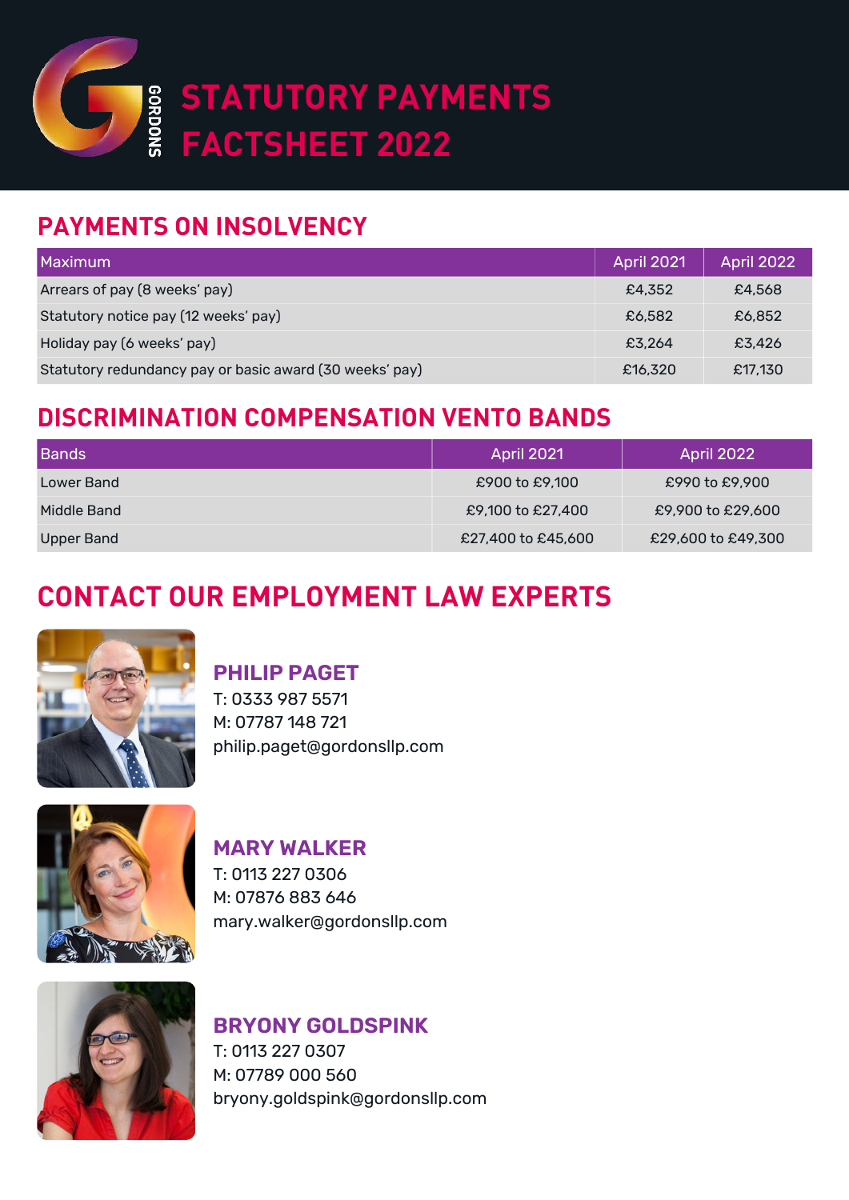# STATUTORY PAYMENTS FACTSHEET 2022

## PAYMENTS ON INSOLVENCY

| Maximum | April 2021 | April 2022 |
|---|---|---|
| Arrears of pay (8 weeks' pay) | £4,352 | £4,568 |
| Statutory notice pay (12 weeks' pay) | £6,582 | £6,852 |
| Holiday pay (6 weeks' pay) | £3,264 | £3,426 |
| Statutory redundancy pay or basic award (30 weeks' pay) | £16,320 | £17,130 |

## DISCRIMINATION COMPENSATION VENTO BANDS

| Bands | April 2021 | April 2022 |
|---|---|---|
| Lower Band | £900 to £9,100 | £990 to £9,900 |
| Middle Band | £9,100 to £27,400 | £9,900 to £29,600 |
| Upper Band | £27,400 to £45,600 | £29,600 to £49,300 |

## CONTACT OUR EMPLOYMENT LAW EXPERTS

### PHILIP PAGET
T: 0333 987 5571
M: 07787 148 721
philip.paget@gordonsllp.com

### MARY WALKER
T: 0113 227 0306
M: 07876 883 646
mary.walker@gordonsllp.com

### BRYONY GOLDSPINK
T: 0113 227 0307
M: 07789 000 560
bryony.goldspink@gordonsllp.com